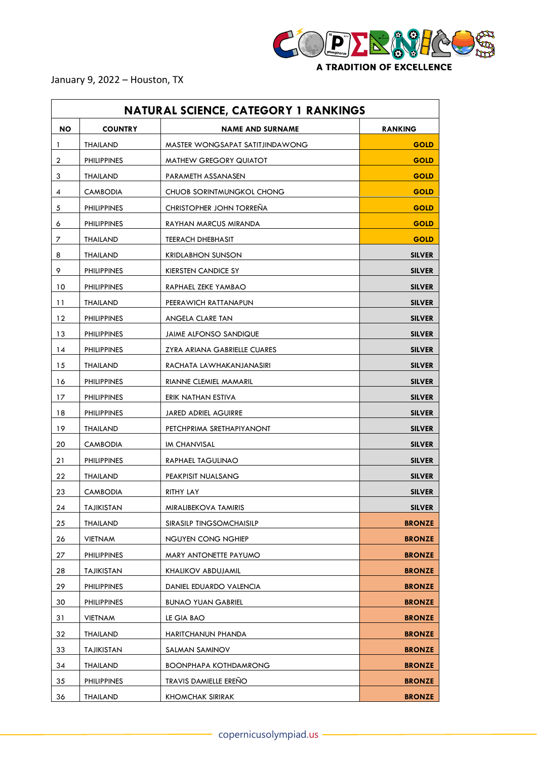A TRADITION OF EXCELLENCE

January 9, 2022 – Houston, TX

| NATURAL SCIENCE, CATEGORY 1 RANKINGS | | | |
|---|---|---|---|
| **NO** | **COUNTRY** | **NAME AND SURNAME** | **RANKING** |
| 1 | THAILAND | MASTER WONGSAPAT SATITJINDAWONG | **GOLD** |
| 2 | PHILIPPINES | MATHEW GREGORY QUIATOT | **GOLD** |
| 3 | THAILAND | PARAMETH ASSANASEN | **GOLD** |
| 4 | CAMBODIA | CHUOB SORINTMUNGKOL CHONG | **GOLD** |
| 5 | PHILIPPINES | CHRISTOPHER JOHN TORREÑA | **GOLD** |
| 6 | PHILIPPINES | RAYHAN MARCUS MIRANDA | **GOLD** |
| 7 | THAILAND | TEERACH DHEBHASIT | **GOLD** |
| 8 | THAILAND | KRIDLABHON SUNSON | **SILVER** |
| 9 | PHILIPPINES | KIERSTEN CANDICE SY | **SILVER** |
| 10 | PHILIPPINES | RAPHAEL ZEKE YAMBAO | **SILVER** |
| 11 | THAILAND | PEERAWICH RATTANAPUN | **SILVER** |
| 12 | PHILIPPINES | ANGELA CLARE TAN | **SILVER** |
| 13 | PHILIPPINES | JAIME ALFONSO SANDIQUE | **SILVER** |
| 14 | PHILIPPINES | ZYRA ARIANA GABRIELLE CUARES | **SILVER** |
| 15 | THAILAND | RACHATA LAWHAKANJANASIRI | **SILVER** |
| 16 | PHILIPPINES | RIANNE CLEMIEL MAMARIL | **SILVER** |
| 17 | PHILIPPINES | ERIK NATHAN ESTIVA | **SILVER** |
| 18 | PHILIPPINES | JARED ADRIEL AGUIRRE | **SILVER** |
| 19 | THAILAND | PETCHPRIMA SRETHAPIYANONT | **SILVER** |
| 20 | CAMBODIA | IM CHANVISAL | **SILVER** |
| 21 | PHILIPPINES | RAPHAEL TAGULINAO | **SILVER** |
| 22 | THAILAND | PEAKPISIT NUALSANG | **SILVER** |
| 23 | CAMBODIA | RITHY LAY | **SILVER** |
| 24 | TAJIKISTAN | MIRALIBEKOVA TAMIRIS | **SILVER** |
| 25 | THAILAND | SIRASILP TINGSOMCHAISILP | **BRONZE** |
| 26 | VIETNAM | NGUYEN CONG NGHIEP | **BRONZE** |
| 27 | PHILIPPINES | MARY ANTONETTE PAYUMO | **BRONZE** |
| 28 | TAJIKISTAN | KHALIKOV ABDUJAMIL | **BRONZE** |
| 29 | PHILIPPINES | DANIEL EDUARDO VALENCIA | **BRONZE** |
| 30 | PHILIPPINES | BUNAO YUAN GABRIEL | **BRONZE** |
| 31 | VIETNAM | LE GIA BAO | **BRONZE** |
| 32 | THAILAND | HARITCHANUN PHANDA | **BRONZE** |
| 33 | TAJIKISTAN | SALMAN SAMINOV | **BRONZE** |
| 34 | THAILAND | BOONPHAPA KOTHDAMRONG | **BRONZE** |
| 35 | PHILIPPINES | TRAVIS DAMIELLE EREÑO | **BRONZE** |
| 36 | THAILAND | KHOMCHAK SIRIRAK | **BRONZE** |

copernicusolympiad.us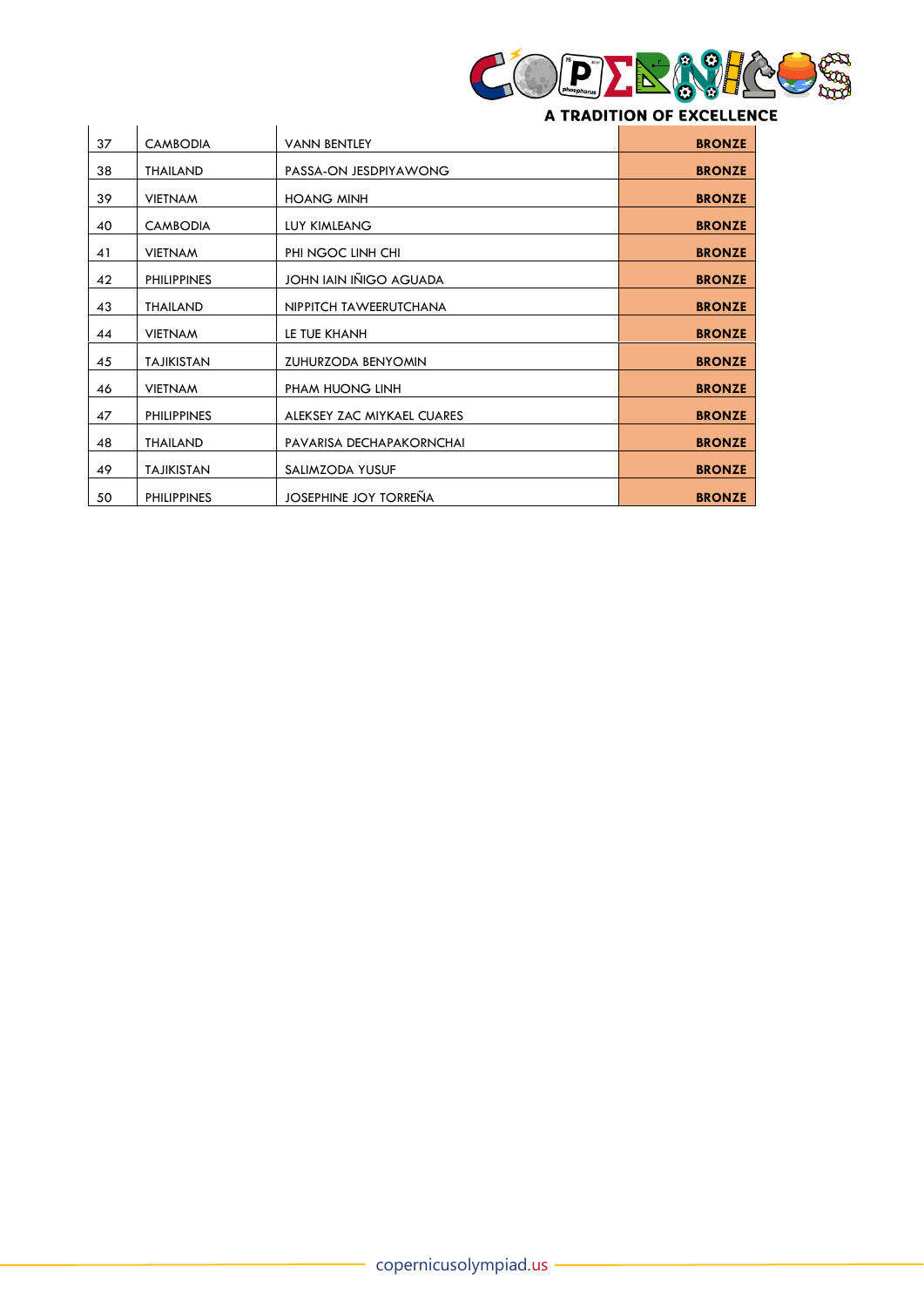| | | | |
|---|---|---|---|
| 37 | CAMBODIA | VANN BENTLEY | **BRONZE** |
| 38 | THAILAND | PASSA-ON JESDPIYAWONG | **BRONZE** |
| 39 | VIETNAM | HOANG MINH | **BRONZE** |
| 40 | CAMBODIA | LUY KIMLEANG | **BRONZE** |
| 41 | VIETNAM | PHI NGOC LINH CHI | **BRONZE** |
| 42 | PHILIPPINES | JOHN IAIN IÑIGO AGUADA | **BRONZE** |
| 43 | THAILAND | NIPPITCH TAWEERUTCHANA | **BRONZE** |
| 44 | VIETNAM | LE TUE KHANH | **BRONZE** |
| 45 | TAJIKISTAN | ZUHURZODA BENYOMIN | **BRONZE** |
| 46 | VIETNAM | PHAM HUONG LINH | **BRONZE** |
| 47 | PHILIPPINES | ALEKSEY ZAC MIYKAEL CUARES | **BRONZE** |
| 48 | THAILAND | PAVARISA DECHAPAKORNCHAI | **BRONZE** |
| 49 | TAJIKISTAN | SALIMZODA YUSUF | **BRONZE** |
| 50 | PHILIPPINES | JOSEPHINE JOY TORREÑA | **BRONZE** |